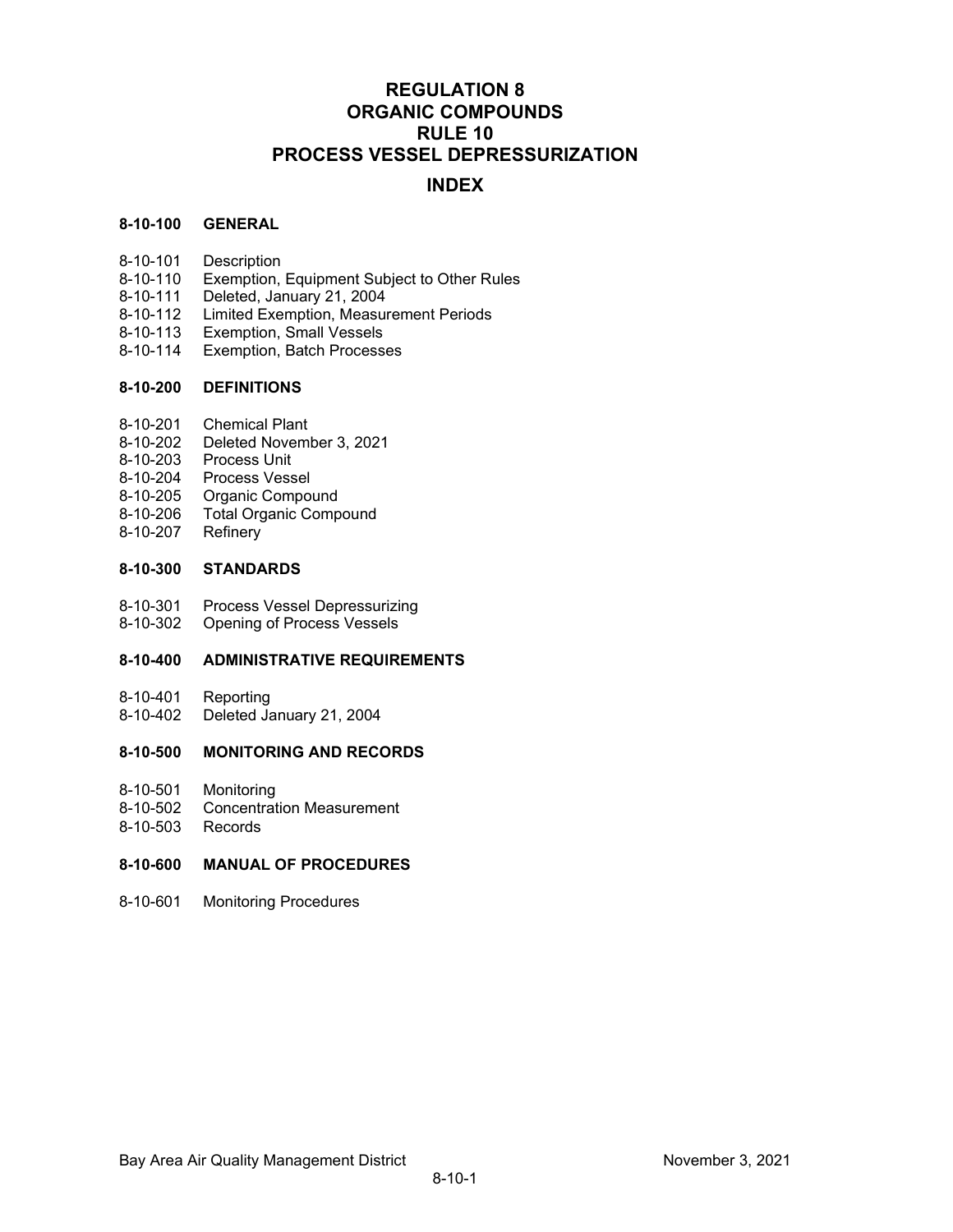# REGULATION 8
# ORGANIC COMPOUNDS
# RULE 10
# PROCESS VESSEL DEPRESSURIZATION

## INDEX

**8-10-100 GENERAL**

8-10-101 Description
8-10-110 Exemption, Equipment Subject to Other Rules
8-10-111 Deleted, January 21, 2004
8-10-112 Limited Exemption, Measurement Periods
8-10-113 Exemption, Small Vessels
8-10-114 Exemption, Batch Processes

**8-10-200 DEFINITIONS**

8-10-201 Chemical Plant
8-10-202 Deleted November 3, 2021
8-10-203 Process Unit
8-10-204 Process Vessel
8-10-205 Organic Compound
8-10-206 Total Organic Compound
8-10-207 Refinery

**8-10-300 STANDARDS**

8-10-301 Process Vessel Depressurizing
8-10-302 Opening of Process Vessels

**8-10-400 ADMINISTRATIVE REQUIREMENTS**

8-10-401 Reporting
8-10-402 Deleted January 21, 2004

**8-10-500 MONITORING AND RECORDS**

8-10-501 Monitoring
8-10-502 Concentration Measurement
8-10-503 Records

**8-10-600 MANUAL OF PROCEDURES**

8-10-601 Monitoring Procedures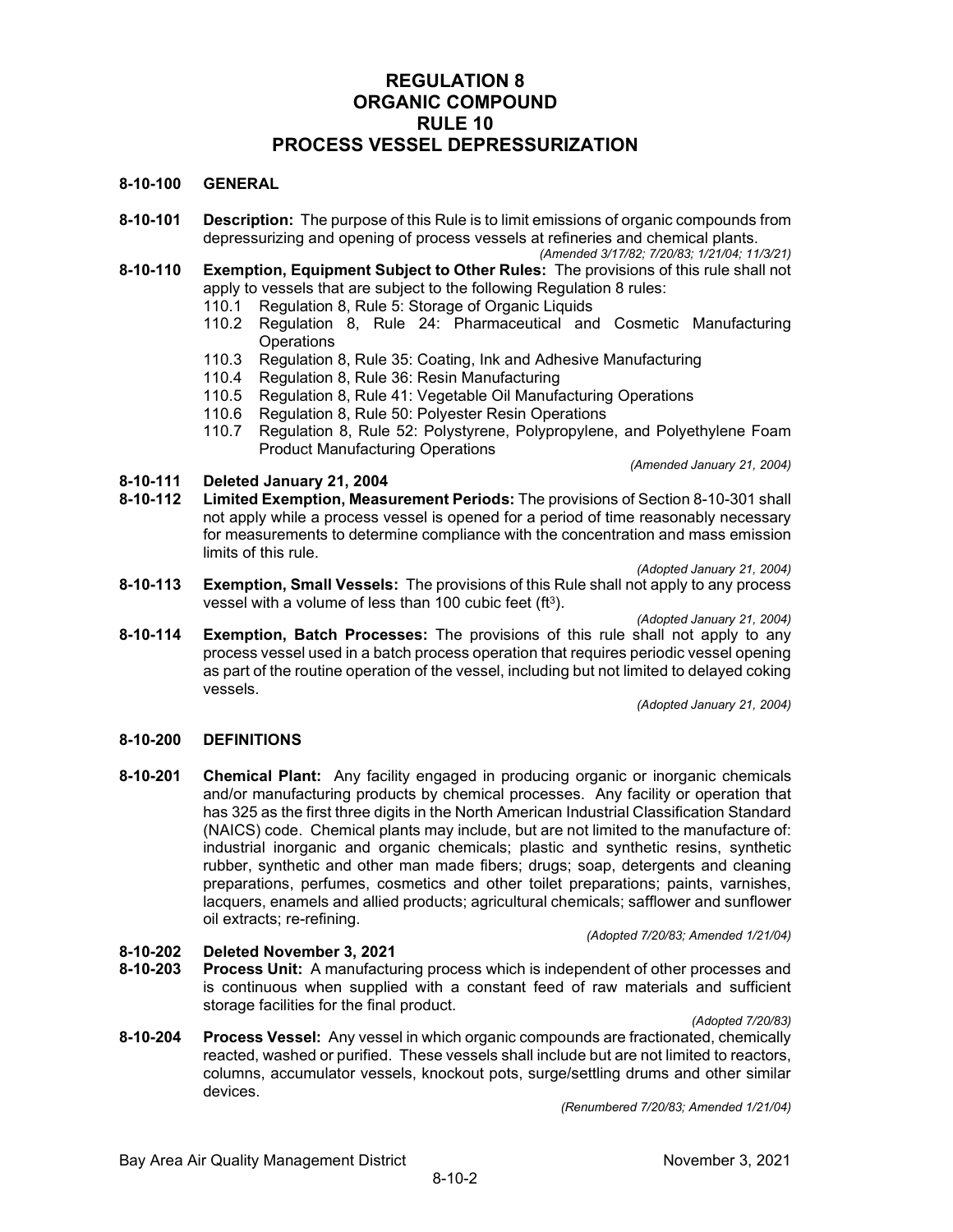# REGULATION 8
# ORGANIC COMPOUND
# RULE 10
# PROCESS VESSEL DEPRESSURIZATION

## 8-10-100 GENERAL

**8-10-101 Description:** The purpose of this Rule is to limit emissions of organic compounds from depressurizing and opening of process vessels at refineries and chemical plants.

*(Amended 3/17/82; 7/20/83; 1/21/04; 11/3/21)*

**8-10-110 Exemption, Equipment Subject to Other Rules:** The provisions of this rule shall not apply to vessels that are subject to the following Regulation 8 rules:

- 110.1 Regulation 8, Rule 5: Storage of Organic Liquids
- 110.2 Regulation 8, Rule 24: Pharmaceutical and Cosmetic Manufacturing Operations
- 110.3 Regulation 8, Rule 35: Coating, Ink and Adhesive Manufacturing
- 110.4 Regulation 8, Rule 36: Resin Manufacturing
- 110.5 Regulation 8, Rule 41: Vegetable Oil Manufacturing Operations
- 110.6 Regulation 8, Rule 50: Polyester Resin Operations
- 110.7 Regulation 8, Rule 52: Polystyrene, Polypropylene, and Polyethylene Foam Product Manufacturing Operations

*(Amended January 21, 2004)*

**8-10-111 Deleted January 21, 2004**

**8-10-112 Limited Exemption, Measurement Periods:** The provisions of Section 8-10-301 shall not apply while a process vessel is opened for a period of time reasonably necessary for measurements to determine compliance with the concentration and mass emission limits of this rule.

*(Adopted January 21, 2004)*

**8-10-113 Exemption, Small Vessels:** The provisions of this Rule shall not apply to any process vessel with a volume of less than 100 cubic feet ($ft^3$).

*(Adopted January 21, 2004)*

**8-10-114 Exemption, Batch Processes:** The provisions of this rule shall not apply to any process vessel used in a batch process operation that requires periodic vessel opening as part of the routine operation of the vessel, including but not limited to delayed coking vessels.

*(Adopted January 21, 2004)*

## 8-10-200 DEFINITIONS

**8-10-201 Chemical Plant:** Any facility engaged in producing organic or inorganic chemicals and/or manufacturing products by chemical processes. Any facility or operation that has 325 as the first three digits in the North American Industrial Classification Standard (NAICS) code. Chemical plants may include, but are not limited to the manufacture of: industrial inorganic and organic chemicals; plastic and synthetic resins, synthetic rubber, synthetic and other man made fibers; drugs; soap, detergents and cleaning preparations, perfumes, cosmetics and other toilet preparations; paints, varnishes, lacquers, enamels and allied products; agricultural chemicals; safflower and sunflower oil extracts; re-refining.

*(Adopted 7/20/83; Amended 1/21/04)*

**8-10-202 Deleted November 3, 2021**

**8-10-203 Process Unit:** A manufacturing process which is independent of other processes and is continuous when supplied with a constant feed of raw materials and sufficient storage facilities for the final product.

*(Adopted 7/20/83)*

**8-10-204 Process Vessel:** Any vessel in which organic compounds are fractionated, chemically reacted, washed or purified. These vessels shall include but are not limited to reactors, columns, accumulator vessels, knockout pots, surge/settling drums and other similar devices.

*(Renumbered 7/20/83; Amended 1/21/04)*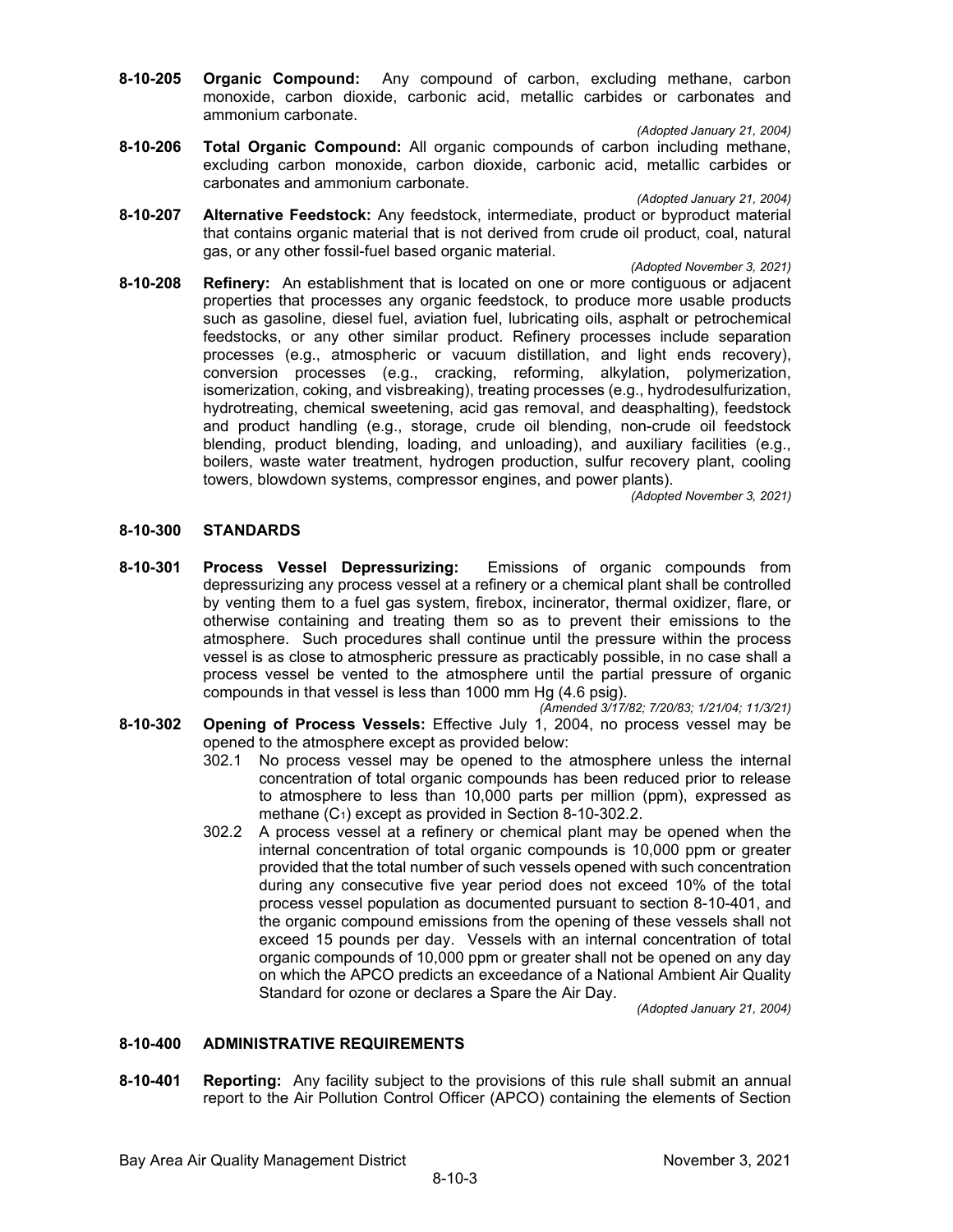**8-10-205 Organic Compound:** Any compound of carbon, excluding methane, carbon monoxide, carbon dioxide, carbonic acid, metallic carbides or carbonates and ammonium carbonate.

*(Adopted January 21, 2004)*

**8-10-206 Total Organic Compound:** All organic compounds of carbon including methane, excluding carbon monoxide, carbon dioxide, carbonic acid, metallic carbides or carbonates and ammonium carbonate.

*(Adopted January 21, 2004)*

**8-10-207 Alternative Feedstock:** Any feedstock, intermediate, product or byproduct material that contains organic material that is not derived from crude oil product, coal, natural gas, or any other fossil-fuel based organic material.

*(Adopted November 3, 2021)*

**8-10-208 Refinery:** An establishment that is located on one or more contiguous or adjacent properties that processes any organic feedstock, to produce more usable products such as gasoline, diesel fuel, aviation fuel, lubricating oils, asphalt or petrochemical feedstocks, or any other similar product. Refinery processes include separation processes (e.g., atmospheric or vacuum distillation, and light ends recovery), conversion processes (e.g., cracking, reforming, alkylation, polymerization, isomerization, coking, and visbreaking), treating processes (e.g., hydrodesulfurization, hydrotreating, chemical sweetening, acid gas removal, and deasphalting), feedstock and product handling (e.g., storage, crude oil blending, non-crude oil feedstock blending, product blending, loading, and unloading), and auxiliary facilities (e.g., boilers, waste water treatment, hydrogen production, sulfur recovery plant, cooling towers, blowdown systems, compressor engines, and power plants).

*(Adopted November 3, 2021)*

## 8-10-300 STANDARDS

**8-10-301 Process Vessel Depressurizing:** Emissions of organic compounds from depressurizing any process vessel at a refinery or a chemical plant shall be controlled by venting them to a fuel gas system, firebox, incinerator, thermal oxidizer, flare, or otherwise containing and treating them so as to prevent their emissions to the atmosphere. Such procedures shall continue until the pressure within the process vessel is as close to atmospheric pressure as practicably possible, in no case shall a process vessel be vented to the atmosphere until the partial pressure of organic compounds in that vessel is less than 1000 mm Hg (4.6 psig).

*(Amended 3/17/82; 7/20/83; 1/21/04; 11/3/21)*

**8-10-302 Opening of Process Vessels:** Effective July 1, 2004, no process vessel may be opened to the atmosphere except as provided below:

302.1 No process vessel may be opened to the atmosphere unless the internal concentration of total organic compounds has been reduced prior to release to atmosphere to less than 10,000 parts per million (ppm), expressed as methane ($C_1$) except as provided in Section 8-10-302.2.

302.2 A process vessel at a refinery or chemical plant may be opened when the internal concentration of total organic compounds is 10,000 ppm or greater provided that the total number of such vessels opened with such concentration during any consecutive five year period does not exceed 10% of the total process vessel population as documented pursuant to section 8-10-401, and the organic compound emissions from the opening of these vessels shall not exceed 15 pounds per day. Vessels with an internal concentration of total organic compounds of 10,000 ppm or greater shall not be opened on any day on which the APCO predicts an exceedance of a National Ambient Air Quality Standard for ozone or declares a Spare the Air Day.

*(Adopted January 21, 2004)*

## 8-10-400 ADMINISTRATIVE REQUIREMENTS

**8-10-401 Reporting:** Any facility subject to the provisions of this rule shall submit an annual report to the Air Pollution Control Officer (APCO) containing the elements of Section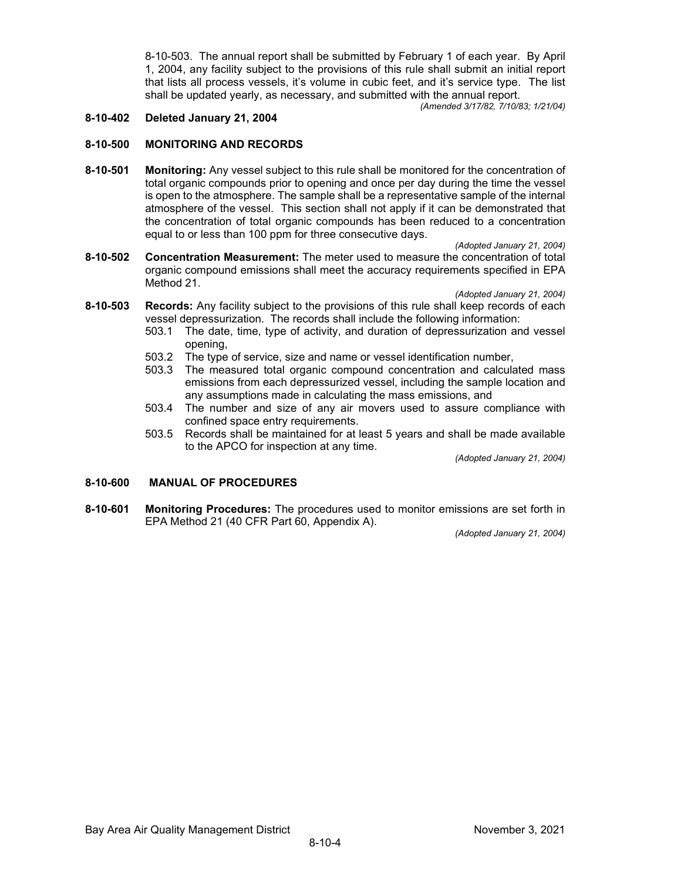8-10-503. The annual report shall be submitted by February 1 of each year. By April 1, 2004, any facility subject to the provisions of this rule shall submit an initial report that lists all process vessels, it's volume in cubic feet, and it's service type. The list shall be updated yearly, as necessary, and submitted with the annual report.

*(Amended 3/17/82, 7/10/83; 1/21/04)*

**8-10-402 Deleted January 21, 2004**

**8-10-500 MONITORING AND RECORDS**

**8-10-501 Monitoring:** Any vessel subject to this rule shall be monitored for the concentration of total organic compounds prior to opening and once per day during the time the vessel is open to the atmosphere. The sample shall be a representative sample of the internal atmosphere of the vessel. This section shall not apply if it can be demonstrated that the concentration of total organic compounds has been reduced to a concentration equal to or less than 100 ppm for three consecutive days.

*(Adopted January 21, 2004)*

**8-10-502 Concentration Measurement:** The meter used to measure the concentration of total organic compound emissions shall meet the accuracy requirements specified in EPA Method 21.

*(Adopted January 21, 2004)*

**8-10-503 Records:** Any facility subject to the provisions of this rule shall keep records of each vessel depressurization. The records shall include the following information:

- 503.1 The date, time, type of activity, and duration of depressurization and vessel opening,
- 503.2 The type of service, size and name or vessel identification number,
- 503.3 The measured total organic compound concentration and calculated mass emissions from each depressurized vessel, including the sample location and any assumptions made in calculating the mass emissions, and
- 503.4 The number and size of any air movers used to assure compliance with confined space entry requirements.
- 503.5 Records shall be maintained for at least 5 years and shall be made available to the APCO for inspection at any time.

*(Adopted January 21, 2004)*

**8-10-600 MANUAL OF PROCEDURES**

**8-10-601 Monitoring Procedures:** The procedures used to monitor emissions are set forth in EPA Method 21 (40 CFR Part 60, Appendix A).

*(Adopted January 21, 2004)*